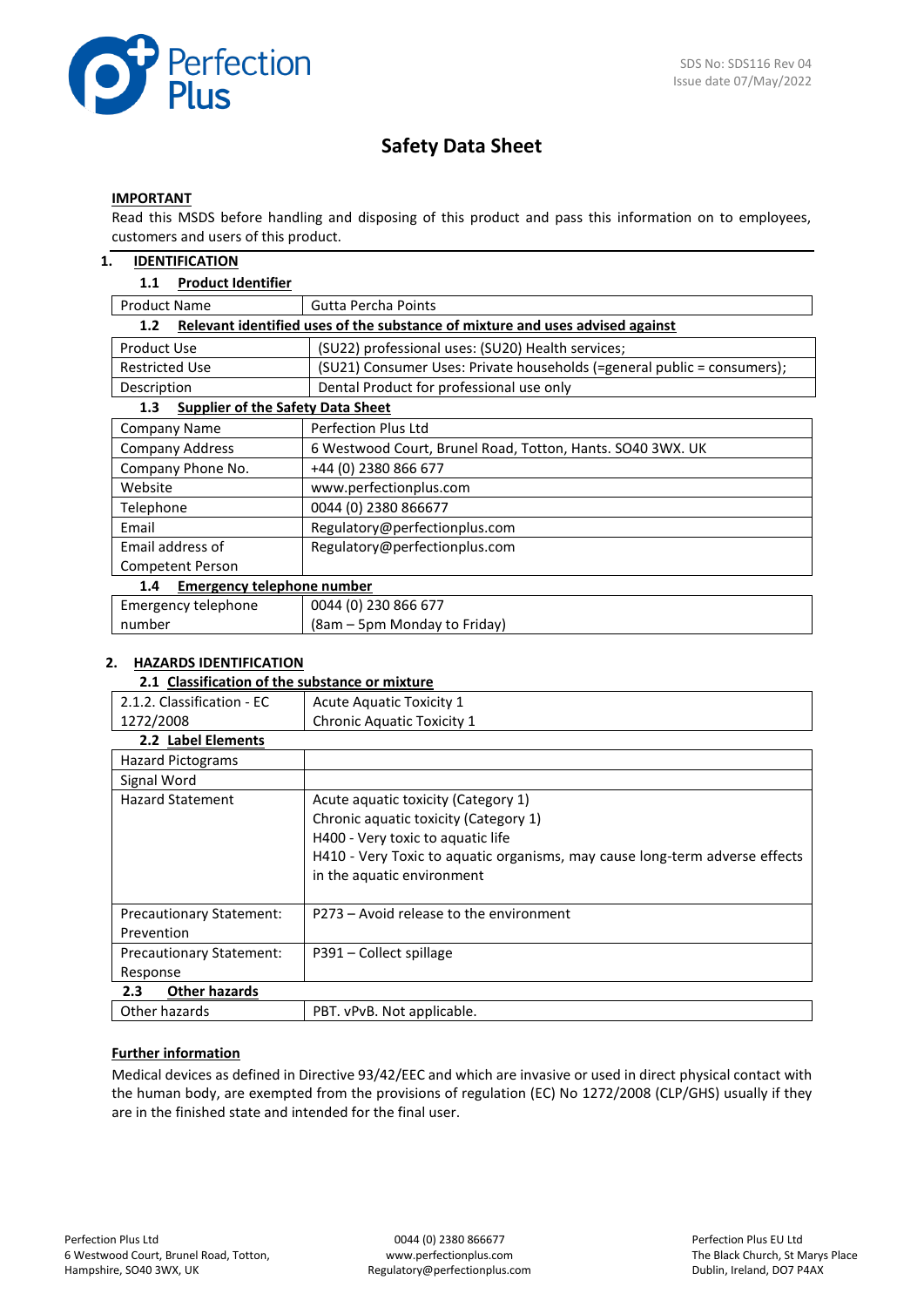SDS No: SDS116 Rev 04
Issue date 07/May/2022

# Safety Data Sheet

**IMPORTANT**

Read this MSDS before handling and disposing of this product and pass this information on to employees, customers and users of this product.

## 1. IDENTIFICATION

### 1.1 Product Identifier

| | |
|---|---|
| Product Name | Gutta Percha Points |

### 1.2 Relevant identified uses of the substance of mixture and uses advised against

| | |
|---|---|
| Product Use | (SU22) professional uses: (SU20) Health services; |
| Restricted Use | (SU21) Consumer Uses: Private households (=general public = consumers); |
| Description | Dental Product for professional use only |

### 1.3 Supplier of the Safety Data Sheet

| | |
|---|---|
| Company Name | Perfection Plus Ltd |
| Company Address | 6 Westwood Court, Brunel Road, Totton, Hants. SO40 3WX. UK |
| Company Phone No. | +44 (0) 2380 866 677 |
| Website | www.perfectionplus.com |
| Telephone | 0044 (0) 2380 866677 |
| Email | Regulatory@perfectionplus.com |
| Email address of Competent Person | Regulatory@perfectionplus.com |

### 1.4 Emergency telephone number

| | |
|---|---|
| Emergency telephone number | 0044 (0) 230 866 677<br>(8am – 5pm Monday to Friday) |

## 2. HAZARDS IDENTIFICATION

### 2.1 Classification of the substance or mixture

| | |
|---|---|
| 2.1.2. Classification - EC 1272/2008 | Acute Aquatic Toxicity 1<br>Chronic Aquatic Toxicity 1 |

### 2.2 Label Elements

| | |
|---|---|
| Hazard Pictograms | |
| Signal Word | |
| Hazard Statement | Acute aquatic toxicity (Category 1)<br>Chronic aquatic toxicity (Category 1)<br>H400 - Very toxic to aquatic life<br>H410 - Very Toxic to aquatic organisms, may cause long-term adverse effects in the aquatic environment |
| Precautionary Statement: Prevention | P273 – Avoid release to the environment |
| Precautionary Statement: Response | P391 – Collect spillage |

### 2.3 Other hazards

| | |
|---|---|
| Other hazards | PBT. vPvB. Not applicable. |

**Further information**

Medical devices as defined in Directive 93/42/EEC and which are invasive or used in direct physical contact with the human body, are exempted from the provisions of regulation (EC) No 1272/2008 (CLP/GHS) usually if they are in the finished state and intended for the final user.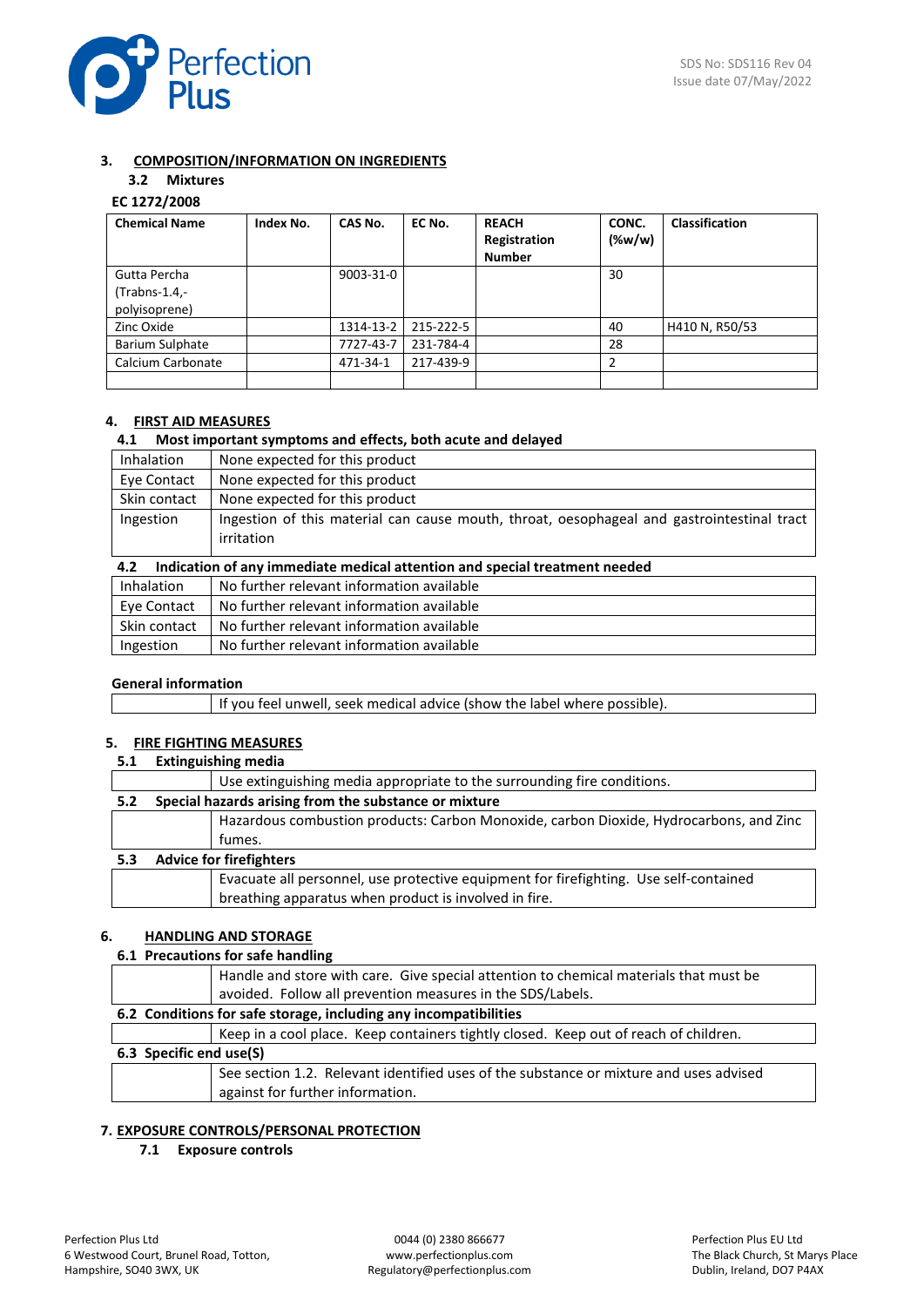## 3. COMPOSITION/INFORMATION ON INGREDIENTS

### 3.2 Mixtures

**EC 1272/2008**

| Chemical Name | Index No. | CAS No. | EC No. | REACH Registration Number | CONC. (%w/w) | Classification |
|---|---|---|---|---|---|---|
| Gutta Percha (Trabns-1.4,-polyisoprene) | | 9003-31-0 | | | 30 | |
| Zinc Oxide | | 1314-13-2 | 215-222-5 | | 40 | H410 N, R50/53 |
| Barium Sulphate | | 7727-43-7 | 231-784-4 | | 28 | |
| Calcium Carbonate | | 471-34-1 | 217-439-9 | | 2 | |
| | | | | | | |

## 4. FIRST AID MEASURES

### 4.1 Most important symptoms and effects, both acute and delayed

| | |
|---|---|
| Inhalation | None expected for this product |
| Eye Contact | None expected for this product |
| Skin contact | None expected for this product |
| Ingestion | Ingestion of this material can cause mouth, throat, oesophageal and gastrointestinal tract irritation |

### 4.2 Indication of any immediate medical attention and special treatment needed

| | |
|---|---|
| Inhalation | No further relevant information available |
| Eye Contact | No further relevant information available |
| Skin contact | No further relevant information available |
| Ingestion | No further relevant information available |

**General information**

| | |
|---|---|
| | If you feel unwell, seek medical advice (show the label where possible). |

## 5. FIRE FIGHTING MEASURES

### 5.1 Extinguishing media

| | |
|---|---|
| | Use extinguishing media appropriate to the surrounding fire conditions. |

### 5.2 Special hazards arising from the substance or mixture

| | |
|---|---|
| | Hazardous combustion products: Carbon Monoxide, carbon Dioxide, Hydrocarbons, and Zinc fumes. |

### 5.3 Advice for firefighters

| | |
|---|---|
| | Evacuate all personnel, use protective equipment for firefighting. Use self-contained breathing apparatus when product is involved in fire. |

## 6. HANDLING AND STORAGE

### 6.1 Precautions for safe handling

| | |
|---|---|
| | Handle and store with care. Give special attention to chemical materials that must be avoided. Follow all prevention measures in the SDS/Labels. |

### 6.2 Conditions for safe storage, including any incompatibilities

| | |
|---|---|
| | Keep in a cool place. Keep containers tightly closed. Keep out of reach of children. |

### 6.3 Specific end use(S)

| | |
|---|---|
| | See section 1.2. Relevant identified uses of the substance or mixture and uses advised against for further information. |

## 7. EXPOSURE CONTROLS/PERSONAL PROTECTION

### 7.1 Exposure controls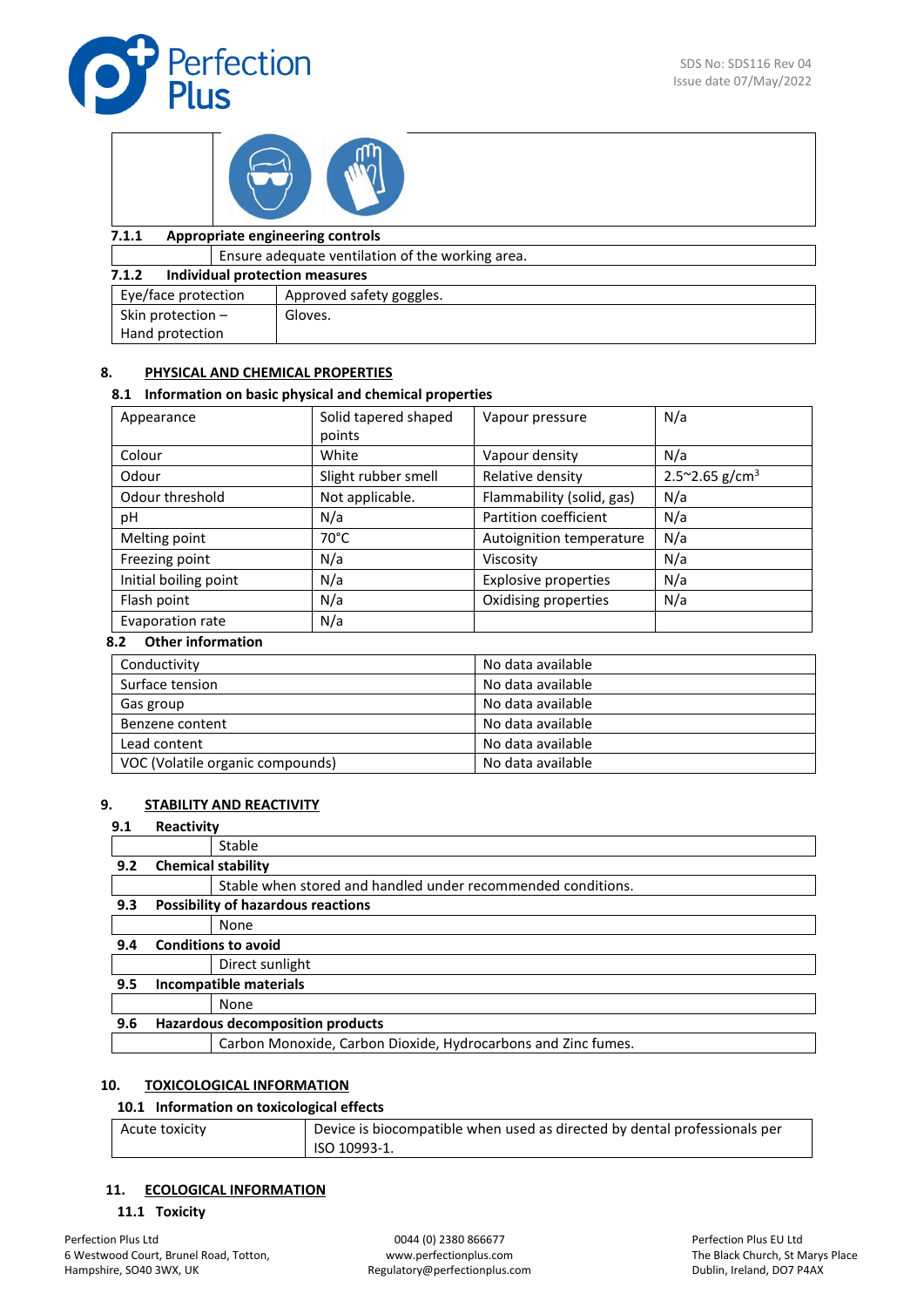### 7.1.1 Appropriate engineering controls

Ensure adequate ventilation of the working area.

### 7.1.2 Individual protection measures

| | |
|---|---|
| Eye/face protection | Approved safety goggles. |
| Skin protection – Hand protection | Gloves. |

## 8. PHYSICAL AND CHEMICAL PROPERTIES

### 8.1 Information on basic physical and chemical properties

| | | | |
|---|---|---|---|
| Appearance | Solid tapered shaped points | Vapour pressure | N/a |
| Colour | White | Vapour density | N/a |
| Odour | Slight rubber smell | Relative density | 2.5~2.65 $g/cm^3$ |
| Odour threshold | Not applicable. | Flammability (solid, gas) | N/a |
| pH | N/a | Partition coefficient | N/a |
| Melting point | 70°C | Autoignition temperature | N/a |
| Freezing point | N/a | Viscosity | N/a |
| Initial boiling point | N/a | Explosive properties | N/a |
| Flash point | N/a | Oxidising properties | N/a |
| Evaporation rate | N/a | | |

### 8.2 Other information

| | |
|---|---|
| Conductivity | No data available |
| Surface tension | No data available |
| Gas group | No data available |
| Benzene content | No data available |
| Lead content | No data available |
| VOC (Volatile organic compounds) | No data available |

## 9. STABILITY AND REACTIVITY

### 9.1 Reactivity

Stable

### 9.2 Chemical stability

Stable when stored and handled under recommended conditions.

### 9.3 Possibility of hazardous reactions

None

### 9.4 Conditions to avoid

Direct sunlight

### 9.5 Incompatible materials

None

### 9.6 Hazardous decomposition products

Carbon Monoxide, Carbon Dioxide, Hydrocarbons and Zinc fumes.

## 10. TOXICOLOGICAL INFORMATION

### 10.1 Information on toxicological effects

| | |
|---|---|
| Acute toxicity | Device is biocompatible when used as directed by dental professionals per ISO 10993-1. |

## 11. ECOLOGICAL INFORMATION

### 11.1 Toxicity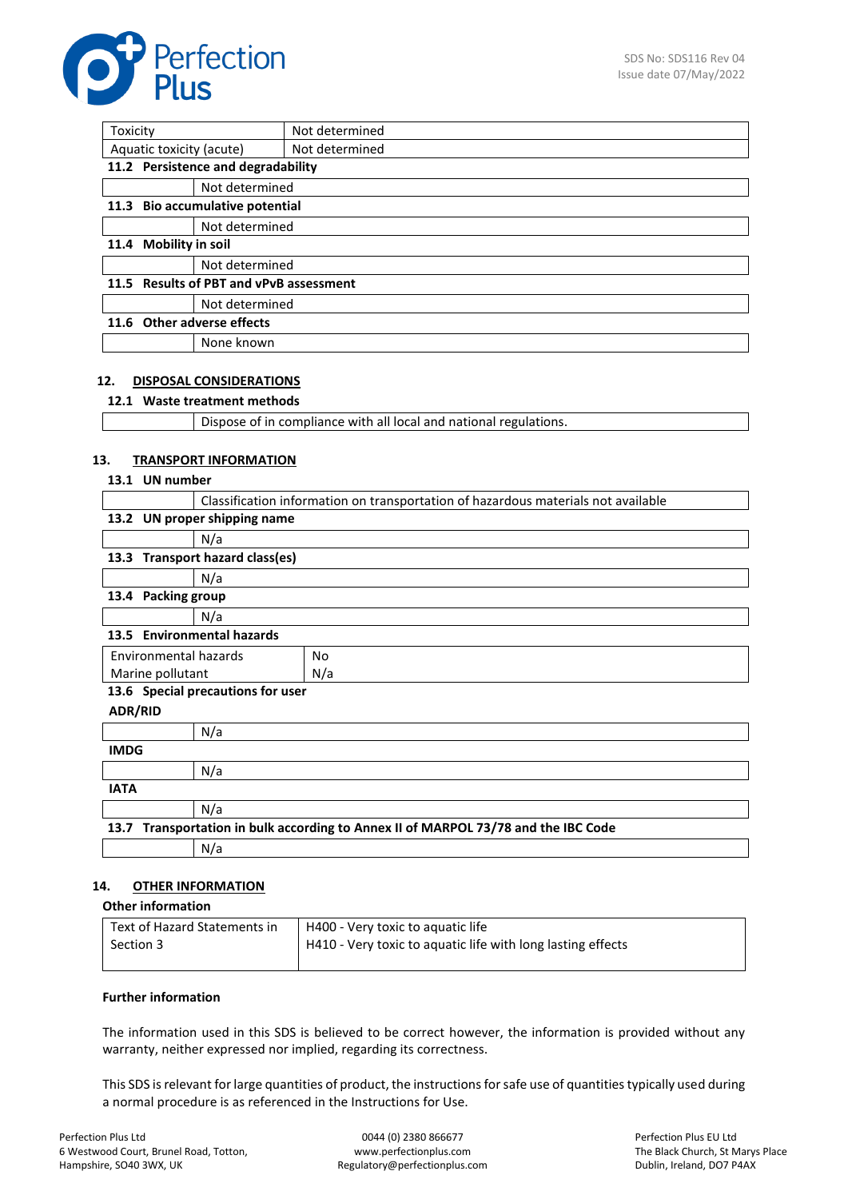| | |
|---|---|
| Toxicity | Not determined |
| Aquatic toxicity (acute) | Not determined |

**11.2 Persistence and degradability**

| | |
|---|---|
| | Not determined |

**11.3 Bio accumulative potential**

| | |
|---|---|
| | Not determined |

**11.4 Mobility in soil**

| | |
|---|---|
| | Not determined |

**11.5 Results of PBT and vPvB assessment**

| | |
|---|---|
| | Not determined |

**11.6 Other adverse effects**

| | |
|---|---|
| | None known |

## 12. DISPOSAL CONSIDERATIONS

**12.1 Waste treatment methods**

| | |
|---|---|
| | Dispose of in compliance with all local and national regulations. |

## 13. TRANSPORT INFORMATION

**13.1 UN number**

| | |
|---|---|
| | Classification information on transportation of hazardous materials not available |

**13.2 UN proper shipping name**

| | |
|---|---|
| | N/a |

**13.3 Transport hazard class(es)**

| | |
|---|---|
| | N/a |

**13.4 Packing group**

| | |
|---|---|
| | N/a |

**13.5 Environmental hazards**

| | |
|---|---|
| Environmental hazards | No |
| Marine pollutant | N/a |

**13.6 Special precautions for user**

**ADR/RID**

| | |
|---|---|
| | N/a |

**IMDG**

| | |
|---|---|
| | N/a |

**IATA**

| | |
|---|---|
| | N/a |

**13.7 Transportation in bulk according to Annex II of MARPOL 73/78 and the IBC Code**

| | |
|---|---|
| | N/a |

## 14. OTHER INFORMATION

**Other information**

| | |
|---|---|
| Text of Hazard Statements in Section 3 | H400 - Very toxic to aquatic life<br>H410 - Very toxic to aquatic life with long lasting effects |

**Further information**

The information used in this SDS is believed to be correct however, the information is provided without any warranty, neither expressed nor implied, regarding its correctness.

This SDS is relevant for large quantities of product, the instructions for safe use of quantities typically used during a normal procedure is as referenced in the Instructions for Use.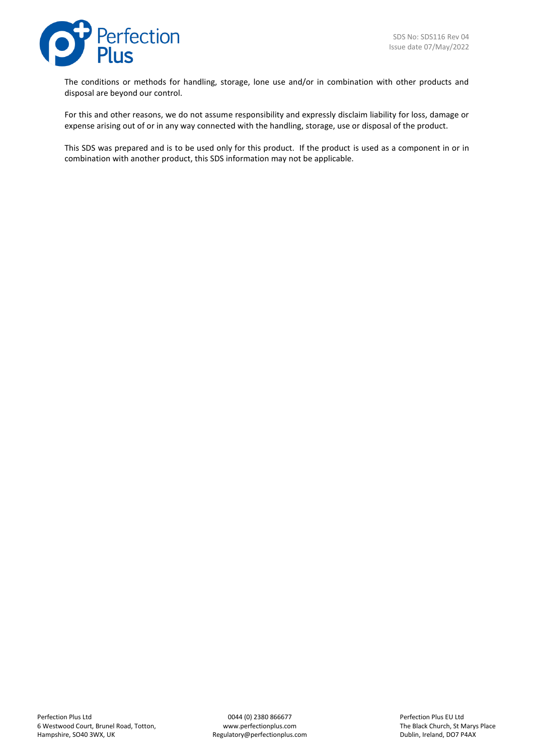The conditions or methods for handling, storage, lone use and/or in combination with other products and disposal are beyond our control.

For this and other reasons, we do not assume responsibility and expressly disclaim liability for loss, damage or expense arising out of or in any way connected with the handling, storage, use or disposal of the product.

This SDS was prepared and is to be used only for this product. If the product is used as a component in or in combination with another product, this SDS information may not be applicable.